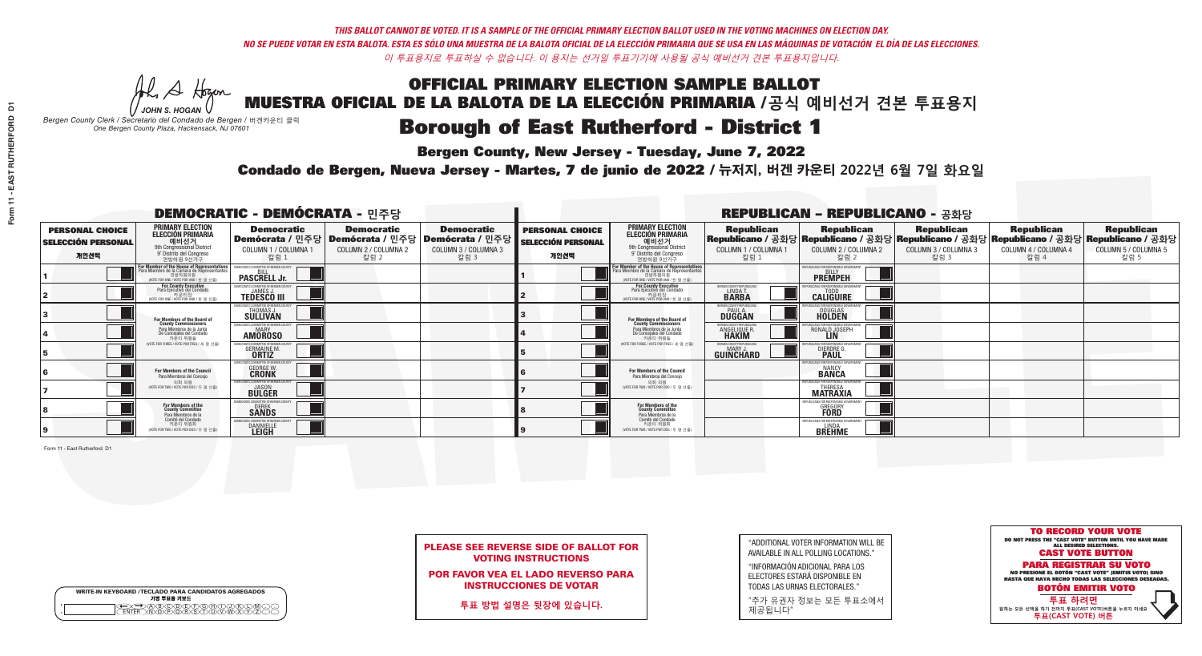*THIS BALLOT CANNOT BE VOTED. IT IS A SAMPLE OF THE OFFICIAL PRIMARY ELECTION BALLOT USED IN THE VOTING MACHINES ON ELECTION DAY.*
*NO SE PUEDE VOTAR EN ESTA BALOTA. ESTA ES SÓLO UNA MUESTRA DE LA BALOTA OFICIAL DE LA ELECCIÓN PRIMARIA QUE SE USA EN LAS MÁQUINAS DE VOTACIÓN EL DÍA DE LAS ELECCIONES.*
*이 투표용지로 투표하실 수 없습니다. 이 용지는 선거일 투표기기에 사용될 공식 예비선거 견본 투표용지입니다.*

JOHN S. HOGAN
*Bergen County Clerk / Secretario del Condado de Bergen / 버겐카운티 클럭*
*One Bergen County Plaza, Hackensack, NJ 07601*

# OFFICIAL PRIMARY ELECTION SAMPLE BALLOT
# MUESTRA OFICIAL DE LA BALOTA DE LA ELECCIÓN PRIMARIA / 공식 예비선거 견본 투표용지
# Borough of East Rutherford - District 1

**Bergen County, New Jersey - Tuesday, June 7, 2022**

**Condado de Bergen, Nueva Jersey - Martes, 7 de junio de 2022 / 뉴저지, 버겐 카운티 2022년 6월 7일 화요일**

## DEMOCRATIC - DEMÓCRATA - 민주당

| PERSONAL CHOICE / SELECCIÓN PERSONAL / 개인선택 | PRIMARY ELECTION / ELECCIÓN PRIMARIA / 예비선거 / 9th Congressional District / 9° Distrito del Congreso / 연방하원 9선거구 | Democratic / Demócrata / 민주당 COLUMN 1 / COLUMNA 1 / 칼럼 1 | Democratic / Demócrata / 민주당 COLUMN 2 / COLUMNA 2 / 칼럼 2 | Democratic / Demócrata / 민주당 COLUMN 3 / COLUMNA 3 / 칼럼 3 |
|---|---|---|---|---|
| 1 | For Member of the House of Representatives / Para Miembro de la Cámara de Representantes / 연방하원의원 (VOTE FOR ONE / VOTE POR UNO / 한 명 선출) | BILL PASCRELL Jr. | | |
| 2 | For County Executive / Para Ejecutivo del Condado / 카운티장 (VOTE FOR ONE / VOTE POR UNO / 한 명 선출) | JAMES J. TEDESCO III | | |
| 3 | For Members of the Board of County Commissioners / Para Miembros de la Junta De Concejales del Condado / 카운티 위원들 (VOTE FOR THREE / VOTE POR TRES / 세 명 선출) | THOMAS J. SULLIVAN | | |
| 4 | | MARY AMOROSO | | |
| 5 | | GERMAINE M. ORTIZ | | |
| 6 | For Members of the Council / Para Miembros del Concejo / 의회 의원 (VOTE FOR TWO / VOTE POR DOS / 두 명 선출) | GEORGE W. CRONK | | |
| 7 | | JASON BULGER | | |
| 8 | For Members of the County Committee / Para Miembros de la Comité del Condado / 카운티 위원회 (VOTE FOR TWO / VOTE POR DOS / 두 명 선출) | DEREK SANDS | | |
| 9 | | DANNIELLE LEIGH | | |

## REPUBLICAN - REPUBLICANO - 공화당

| PERSONAL CHOICE / SELECCIÓN PERSONAL / 개인선택 | PRIMARY ELECTION / ELECCIÓN PRIMARIA / 예비선거 / 9th Congressional District / 9° Distrito del Congreso / 연방하원 9선거구 | Republican / Republicano / 공화당 COLUMN 1 / COLUMNA 1 / 칼럼 1 | Republican / Republicano / 공화당 COLUMN 2 / COLUMNA 2 / 칼럼 2 | Republican / Republicano / 공화당 COLUMN 3 / COLUMNA 3 / 칼럼 3 | Republican / Republicano / 공화당 COLUMN 4 / COLUMNA 4 / 칼럼 4 | Republican / Republicano / 공화당 COLUMN 5 / COLUMNA 5 / 칼럼 5 |
|---|---|---|---|---|---|---|
| 1 | For Member of the House of Representatives / Para Miembro de la Cámara de Representantes / 연방하원의원 (VOTE FOR ONE / VOTE POR UNO / 한 명 선출) | | BILLY PREMPEH | | | |
| 2 | For County Executive / Para Ejecutivo del Condado / 카운티장 (VOTE FOR ONE / VOTE POR UNO / 한 명 선출) | LINDA T. BARBA | TODD CALIGUIRE | | | |
| 3 | For Members of the Board of County Commissioners / Para Miembros de la Junta De Concejales del Condado / 카운티 위원들 (VOTE FOR THREE / VOTE POR TRES / 세 명 선출) | PAUL A. DUGGAN | DOUGLAS HOLDEN | | | |
| 4 | | ANGELIQUE R. HAKIM | RONALD JOSEPH LIN | | | |
| 5 | | MARY J. GUINCHARD | DIERDRE G. PAUL | | | |
| 6 | For Members of the Council / Para Miembros del Concejo / 의회 의원 (VOTE FOR TWO / VOTE POR DOS / 두 명 선출) | | NANCY BANCA | | | |
| 7 | | | THERESA MATRAXIA | | | |
| 8 | For Members of the County Committee / Para Miembros de la Comité del Condado / 카운티 위원회 (VOTE FOR TWO / VOTE POR DOS / 두 명 선출) | | GREGORY FORD | | | |
| 9 | | | LINDA BREHME | | | |

Form 11 - East Rutherford D1

**PLEASE SEE REVERSE SIDE OF BALLOT FOR VOTING INSTRUCTIONS**

**POR FAVOR VEA EL LADO REVERSO PARA INSTRUCCIONES DE VOTAR**

**투표 방법 설명은 뒷장에 있습니다.**

"ADDITIONAL VOTER INFORMATION WILL BE AVAILABLE IN ALL POLLING LOCATIONS."

"INFORMACIÓN ADICIONAL PARA LOS ELECTORES ESTARÁ DISPONIBLE EN TODAS LAS URNAS ELECTORALES."

"추가 유권자 정보는 모든 투표소에서 제공됩니다"

WRITE-IN KEYBOARD / TECLADO PARA CANDIDATOS AGREGADOS / 기명 투표용 키보드

**TO RECORD YOUR VOTE**
DO NOT PRESS THE "CAST VOTE" BUTTON UNTIL YOU HAVE MADE ALL DESIRED SELECTIONS.
**CAST VOTE BUTTON**

**PARA REGISTRAR SU VOTO**
NO PRESIONE EL BOTÓN "CAST VOTE" (EMITIR VOTO) SINO HASTA QUE HAYA HECHO TODAS LAS SELECCIONES DESEADAS.
**BOTÓN EMITIR VOTO**

**투표 하려면**
원하는 모든 선택을 하기 전까지 투표(CAST VOTE)버튼을 누르지 마세요
**투표(CAST VOTE) 버튼**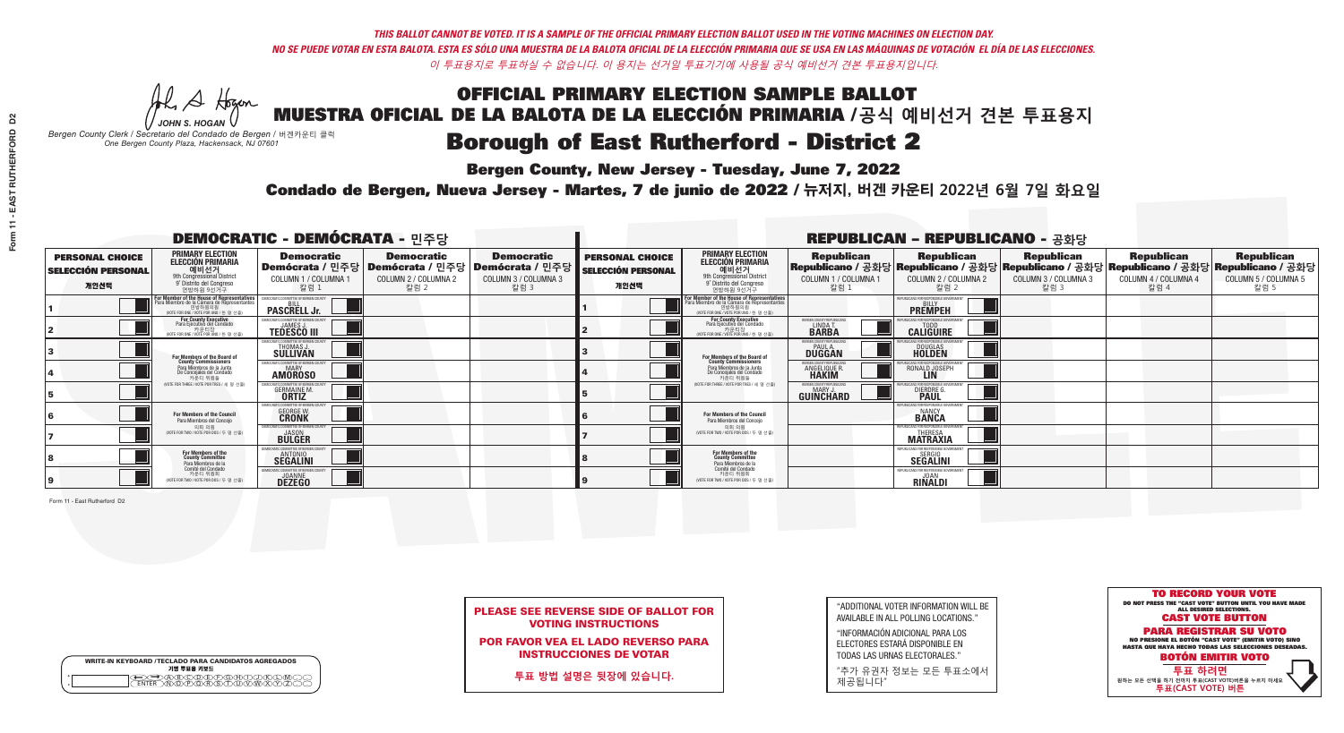*THIS BALLOT CANNOT BE VOTED. IT IS A SAMPLE OF THE OFFICIAL PRIMARY ELECTION BALLOT USED IN THE VOTING MACHINES ON ELECTION DAY.*
*NO SE PUEDE VOTAR EN ESTA BALOTA. ESTA ES SÓLO UNA MUESTRA DE LA BALOTA OFICIAL DE LA ELECCIÓN PRIMARIA QUE SE USA EN LAS MÁQUINAS DE VOTACIÓN EL DÍA DE LAS ELECCIONES.*
*이 투표용지로 투표하실 수 없습니다. 이 용지는 선거일 투표기기에 사용될 공식 예비선거 견본 투표용지입니다.*

JOHN S. HOGAN
*Bergen County Clerk / Secretario del Condado de Bergen / 버겐카운티 클럭*
*One Bergen County Plaza, Hackensack, NJ 07601*

# OFFICIAL PRIMARY ELECTION SAMPLE BALLOT
# MUESTRA OFICIAL DE LA BALOTA DE LA ELECCIÓN PRIMARIA / 공식 예비선거 견본 투표용지

## Borough of East Rutherford - District 2

**Bergen County, New Jersey - Tuesday, June 7, 2022**

**Condado de Bergen, Nueva Jersey - Martes, 7 de junio de 2022 / 뉴저지, 버겐 카운티 2022년 6월 7일 화요일**

### DEMOCRATIC - DEMÓCRATA - 민주당

| PERSONAL CHOICE / SELECCIÓN PERSONAL / 개인선택 | PRIMARY ELECTION / ELECCIÓN PRIMARIA / 예비선거 / 9th Congressional District / 9° Distrito del Congreso / 연방하원 9선거구 | Democratic / Demócrata / 민주당 COLUMN 1 / COLUMNA 1 / 칼럼 1 | Democratic / Demócrata / 민주당 COLUMN 2 / COLUMNA 2 / 칼럼 2 | Democratic / Demócrata / 민주당 COLUMN 3 / COLUMNA 3 / 칼럼 3 |
|---|---|---|---|---|
| 1 | For Member of the House of Representatives / Para Miembro de la Cámara de Representantes / 연방하원의원 (VOTE FOR ONE / VOTE POR UNO / 한 명 선출) | BILL PASCRELL Jr. | | |
| 2 | For County Executive / Para Ejecutivo del Condado / 카운티장 (VOTE FOR ONE / VOTE POR UNO / 한 명 선출) | JAMES J. TEDESCO III | | |
| 3 | For Members of the Board of County Commissioners / Para Miembros de la Junta De Concejales del Condado / 카운티 위원들 (VOTE FOR THREE / VOTE POR TRES / 세 명 선출) | THOMAS J. SULLIVAN | | |
| 4 | | MARY AMOROSO | | |
| 5 | | GERMAINE M. ORTIZ | | |
| 6 | For Members of the Council / Para Miembros del Concejo / 의회 의원 (VOTE FOR TWO / VOTE POR DOS / 두 명 선출) | GEORGE W. CRONK | | |
| 7 | | JASON BULGER | | |
| 8 | For Members of the County Committee / Para Miembros de la Comité del Condado / 카운티 위원회 (VOTE FOR TWO / VOTE POR DOS / 두 명 선출) | ANTONIO SEGALINI | | |
| 9 | | JOANNE DEZEGO | | |

### REPUBLICAN - REPUBLICANO - 공화당

| PERSONAL CHOICE / SELECCIÓN PERSONAL / 개인선택 | PRIMARY ELECTION / ELECCIÓN PRIMARIA / 예비선거 / 9th Congressional District / 9° Distrito del Congreso / 연방하원 9선거구 | Republican / Republicano / 공화당 COLUMN 1 / COLUMNA 1 / 칼럼 1 | Republican / Republicano / 공화당 COLUMN 2 / COLUMNA 2 / 칼럼 2 | Republican / Republicano / 공화당 COLUMN 3 / COLUMNA 3 / 칼럼 3 | Republican / Republicano / 공화당 COLUMN 4 / COLUMNA 4 / 칼럼 4 | Republican / Republicano / 공화당 COLUMN 5 / COLUMNA 5 / 칼럼 5 |
|---|---|---|---|---|---|---|
| 1 | For Member of the House of Representatives / Para Miembro de la Cámara de Representantes / 연방하원의원 (VOTE FOR ONE / VOTE POR UNO / 한 명 선출) | | BILLY PREMPEH | | | |
| 2 | For County Executive / Para Ejecutivo del Condado / 카운티장 (VOTE FOR ONE / VOTE POR UNO / 한 명 선출) | LINDA T. BARBA | TODD CALIGUIRE | | | |
| 3 | For Members of the Board of County Commissioners / Para Miembros de la Junta De Concejales del Condado / 카운티 위원들 (VOTE FOR THREE / VOTE POR TRES / 세 명 선출) | PAUL A. DUGGAN | DOUGLAS HOLDEN | | | |
| 4 | | ANGELIQUE R. HAKIM | RONALD JOSEPH LIN | | | |
| 5 | | MARY J. GUINCHARD | DIERDRE G. PAUL | | | |
| 6 | For Members of the Council / Para Miembros del Concejo / 의회 의원 (VOTE FOR TWO / VOTE POR DOS / 두 명 선출) | | NANCY BANCA | | | |
| 7 | | | THERESA MATRAXIA | | | |
| 8 | For Members of the County Committee / Para Miembros de la Comité del Condado / 카운티 위원회 (VOTE FOR TWO / VOTE POR DOS / 두 명 선출) | | SERGIO SEGALINI | | | |
| 9 | | | JOAN RINALDI | | | |

Form 11 - East Rutherford D2

**PLEASE SEE REVERSE SIDE OF BALLOT FOR VOTING INSTRUCTIONS**

**POR FAVOR VEA EL LADO REVERSO PARA INSTRUCCIONES DE VOTAR**

**투표 방법 설명은 뒷장에 있습니다.**

"ADDITIONAL VOTER INFORMATION WILL BE AVAILABLE IN ALL POLLING LOCATIONS."

"INFORMACIÓN ADICIONAL PARA LOS ELECTORES ESTARÁ DISPONIBLE EN TODAS LAS URNAS ELECTORALES."

"추가 유권자 정보는 모든 투표소에서 제공됩니다"

WRITE-IN KEYBOARD / TECLADO PARA CANDIDATOS AGREGADOS / 기명 투표용 키보드

**TO RECORD YOUR VOTE**
DO NOT PRESS THE "CAST VOTE" BUTTON UNTIL YOU HAVE MADE ALL DESIRED SELECTIONS.
**CAST VOTE BUTTON**

**PARA REGISTRAR SU VOTO**
NO PRESIONE EL BOTÓN "CAST VOTE" (EMITIR VOTO) SINO HASTA QUE HAYA HECHO TODAS LAS SELECCIONES DESEADAS.
**BOTÓN EMITIR VOTO**

**투표 하려면**
원하는 모든 선택을 하기 전까지 투표(CAST VOTE)버튼을 누르지 마세요
**투표(CAST VOTE) 버튼**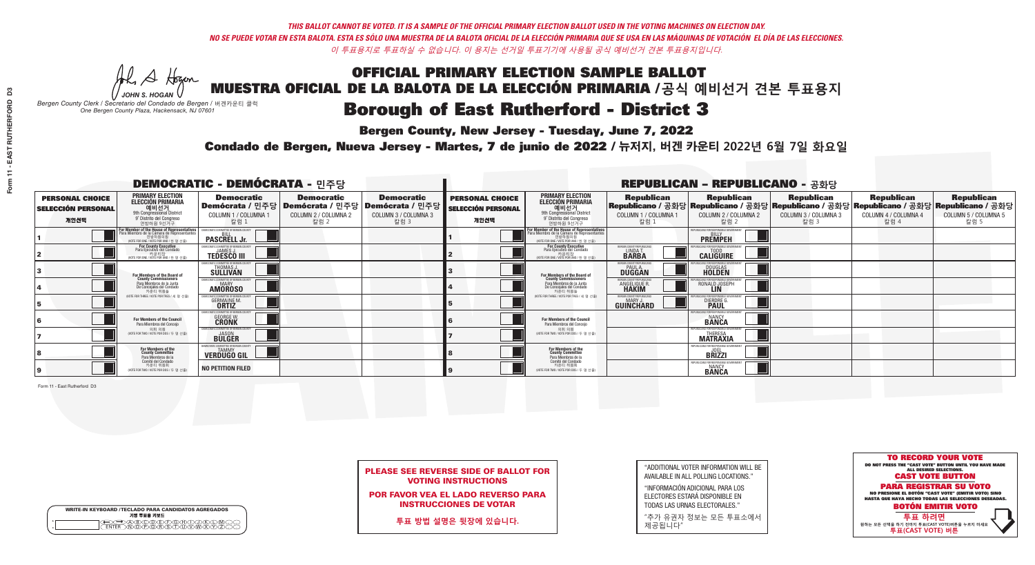*THIS BALLOT CANNOT BE VOTED. IT IS A SAMPLE OF THE OFFICIAL PRIMARY ELECTION BALLOT USED IN THE VOTING MACHINES ON ELECTION DAY.*
*NO SE PUEDE VOTAR EN ESTA BALOTA. ESTA ES SÓLO UNA MUESTRA DE LA BALOTA OFICIAL DE LA ELECCIÓN PRIMARIA QUE SE USA EN LAS MÁQUINAS DE VOTACIÓN EL DÍA DE LAS ELECCIONES.*
*이 투표용지로 투표하실 수 없습니다. 이 용지는 선거일 투표기기에 사용될 공식 예비선거 견본 투표용지입니다.*

JOHN S. HOGAN
*Bergen County Clerk / Secretario del Condado de Bergen / 버겐카운티 클럭*
*One Bergen County Plaza, Hackensack, NJ 07601*

# OFFICIAL PRIMARY ELECTION SAMPLE BALLOT
# MUESTRA OFICIAL DE LA BALOTA DE LA ELECCIÓN PRIMARIA /공식 예비선거 견본 투표용지
# Borough of East Rutherford - District 3

**Bergen County, New Jersey - Tuesday, June 7, 2022**

**Condado de Bergen, Nueva Jersey - Martes, 7 de junio de 2022 / 뉴저지, 버겐 카운티 2022년 6월 7일 화요일**

## DEMOCRATIC - DEMÓCRATA - 민주당

| PERSONAL CHOICE / SELECCIÓN PERSONAL / 개인선택 | PRIMARY ELECTION / ELECCIÓN PRIMARIA / 예비선거 (9th Congressional District / 9° Distrito del Congreso / 연방하원 9선거구) | Democratic / Demócrata / 민주당 COLUMN 1 / COLUMNA 1 / 칼럼 1 | Democratic / Demócrata / 민주당 COLUMN 2 / COLUMNA 2 / 칼럼 2 | Democratic / Demócrata / 민주당 COLUMN 3 / COLUMNA 3 / 칼럼 3 |
|---|---|---|---|---|
| 1 | For Member of the House of Representatives / Para Miembro de la Cámara de Representantes / 연방하원의원 (VOTE FOR ONE / VOTE POR UNO / 한 명 선출) | BILL PASCRELL Jr. | | |
| 2 | For County Executive / Para Ejecutivo del Condado / 카운티장 (VOTE FOR ONE / VOTE POR UNO / 한 명 선출) | JAMES J. TEDESCO III | | |
| 3 | For Members of the Board of County Commissioners / Para Miembros de la Junta De Concejales del Condado / 카운티 위원들 (VOTE FOR THREE / VOTE POR TRES / 세 명 선출) | THOMAS J. SULLIVAN | | |
| 4 | | MARY AMOROSO | | |
| 5 | | GERMAINE M. ORTIZ | | |
| 6 | For Members of the Council / Para Miembros del Concejo / 의회 의원 (VOTE FOR TWO / VOTE POR DOS / 두 명 선출) | GEORGE W. CRONK | | |
| 7 | | JASON BULGER | | |
| 8 | For Members of the County Committee / Para Miembros de la Comité del Condado / 카운티 위원회 (VOTE FOR TWO / VOTE POR DOS / 두 명 선출) | TAMMY VERDUGO GIL | | |
| 9 | | NO PETITION FILED | | |

## REPUBLICAN - REPUBLICANO - 공화당

| PERSONAL CHOICE / SELECCIÓN PERSONAL / 개인선택 | PRIMARY ELECTION / ELECCIÓN PRIMARIA / 예비선거 (9th Congressional District / 9° Distrito del Congreso / 연방하원 9선거구) | Republican / Republicano / 공화당 COLUMN 1 / COLUMNA 1 / 칼럼 1 | Republican / Republicano / 공화당 COLUMN 2 / COLUMNA 2 / 칼럼 2 | Republican / Republicano / 공화당 COLUMN 3 / COLUMNA 3 / 칼럼 3 | Republican / Republicano / 공화당 COLUMN 4 / COLUMNA 4 / 칼럼 4 | Republican / Republicano / 공화당 COLUMN 5 / COLUMNA 5 / 칼럼 5 |
|---|---|---|---|---|---|---|
| 1 | For Member of the House of Representatives / Para Miembro de la Cámara de Representantes / 연방하원의원 (VOTE FOR ONE / VOTE POR UNO / 한 명 선출) | | BILLY PREMPEH | | | |
| 2 | For County Executive / Para Ejecutivo del Condado / 카운티장 (VOTE FOR ONE / VOTE POR UNO / 한 명 선출) | LINDA T. BARBA | TODD CALIGUIRE | | | |
| 3 | For Members of the Board of County Commissioners / Para Miembros de la Junta De Concejales del Condado / 카운티 위원들 (VOTE FOR THREE / VOTE POR TRES / 세 명 선출) | PAUL A. DUGGAN | DOUGLAS HOLDEN | | | |
| 4 | | ANGELIQUE R. HAKIM | RONALD JOSEPH LIN | | | |
| 5 | | MARY J. GUINCHARD | DIERDRE G. PAUL | | | |
| 6 | For Members of the Council / Para Miembros del Concejo / 의회 의원 (VOTE FOR TWO / VOTE POR DOS / 두 명 선출) | | NANCY BANCA | | | |
| 7 | | | THERESA MATRAXIA | | | |
| 8 | For Members of the County Committee / Para Miembros de la Comité del Condado / 카운티 위원회 (VOTE FOR TWO / VOTE POR DOS / 두 명 선출) | | JOEL BRIZZI | | | |
| 9 | | | NANCY BANCA | | | |

Form 11 - East Rutherford D3

WRITE-IN KEYBOARD /TECLADO PARA CANDIDATOS AGREGADOS / 기명 투표용 키보드

**PLEASE SEE REVERSE SIDE OF BALLOT FOR VOTING INSTRUCTIONS**

**POR FAVOR VEA EL LADO REVERSO PARA INSTRUCCIONES DE VOTAR**

**투표 방법 설명은 뒷장에 있습니다.**

"ADDITIONAL VOTER INFORMATION WILL BE AVAILABLE IN ALL POLLING LOCATIONS."

"INFORMACIÓN ADICIONAL PARA LOS ELECTORES ESTARÁ DISPONIBLE EN TODAS LAS URNAS ELECTORALES."

"추가 유권자 정보는 모든 투표소에서 제공됩니다"

**TO RECORD YOUR VOTE**
DO NOT PRESS THE "CAST VOTE" BUTTON UNTIL YOU HAVE MADE ALL DESIRED SELECTIONS.
**CAST VOTE BUTTON**

**PARA REGISTRAR SU VOTO**
NO PRESIONE EL BOTÓN "CAST VOTE" (EMITIR VOTO) SINO HASTA QUE HAYA HECHO TODAS LAS SELECCIONES DESEADAS.
**BOTÓN EMITIR VOTO**

**투표 하려면**
원하는 모든 선택을 하기 전까지 투표(CAST VOTE)버튼을 누르지 마세요
**투표(CAST VOTE) 버튼**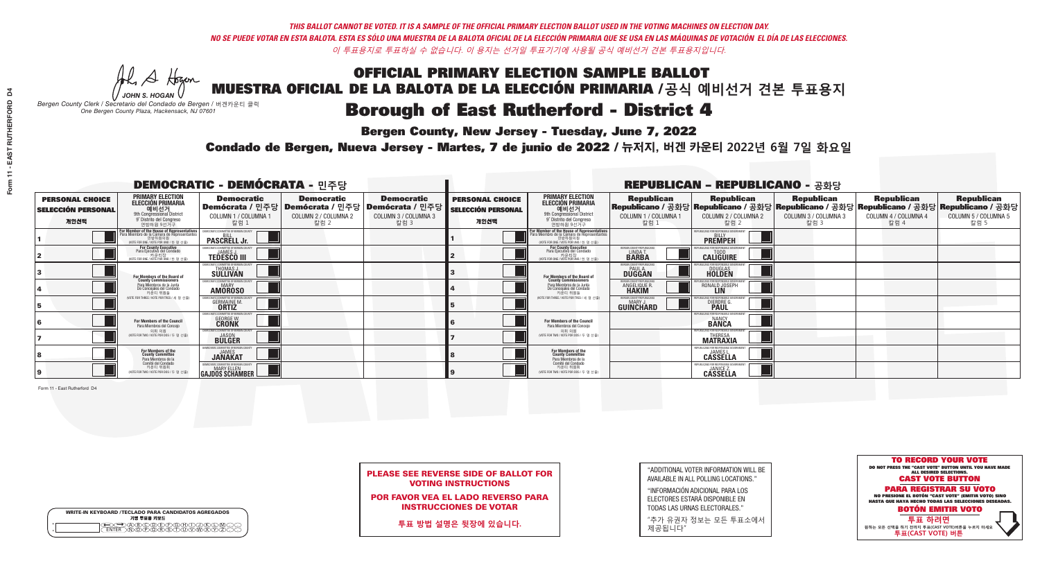*THIS BALLOT CANNOT BE VOTED. IT IS A SAMPLE OF THE OFFICIAL PRIMARY ELECTION BALLOT USED IN THE VOTING MACHINES ON ELECTION DAY.*
*NO SE PUEDE VOTAR EN ESTA BALOTA. ESTA ES SÓLO UNA MUESTRA DE LA BALOTA OFICIAL DE LA ELECCIÓN PRIMARIA QUE SE USA EN LAS MÁQUINAS DE VOTACIÓN EL DÍA DE LAS ELECCIONES.*
*이 투표용지로 투표하실 수 없습니다. 이 용지는 선거일 투표기기에 사용될 공식 예비선거 견본 투표용지입니다.*

JOHN S. HOGAN
*Bergen County Clerk / Secretario del Condado de Bergen / 버겐카운티 클럭*
*One Bergen County Plaza, Hackensack, NJ 07601*

# OFFICIAL PRIMARY ELECTION SAMPLE BALLOT
# MUESTRA OFICIAL DE LA BALOTA DE LA ELECCIÓN PRIMARIA / 공식 예비선거 견본 투표용지
# Borough of East Rutherford - District 4

**Bergen County, New Jersey - Tuesday, June 7, 2022**
**Condado de Bergen, Nueva Jersey - Martes, 7 de junio de 2022 / 뉴저지, 버겐 카운티 2022년 6월 7일 화요일**

## DEMOCRATIC - DEMÓCRATA - 민주당

| PERSONAL CHOICE / SELECCIÓN PERSONAL / 개인선택 | PRIMARY ELECTION / ELECCIÓN PRIMARIA / 예비선거 (9th Congressional District / 9° Distrito del Congreso / 연방하원 9선거구) | Democratic / Demócrata / 민주당 COLUMN 1 / COLUMNA 1 / 칼럼 1 | Democratic / Demócrata / 민주당 COLUMN 2 / COLUMNA 2 / 칼럼 2 | Democratic / Demócrata / 민주당 COLUMN 3 / COLUMNA 3 / 칼럼 3 |
|---|---|---|---|---|
| 1 | For Member of the House of Representatives / Para Miembro de la Cámara de Representantes / 연방하원의원 (VOTE FOR ONE / VOTE POR UNO / 한 명 선출) | BILL PASCRELL Jr. | | |
| 2 | For County Executive / Para Ejecutivo del Condado / 카운티장 (VOTE FOR ONE / VOTE POR UNO / 한 명 선출) | JAMES J. TEDESCO III | | |
| 3 | For Members of the Board of County Commissioners / Para Miembros de la Junta De Concejales del Condado / 카운티 위원들 (VOTE FOR THREE / VOTE POR TRES / 세 명 선출) | THOMAS J. SULLIVAN | | |
| 4 | | MARY AMOROSO | | |
| 5 | | GERMAINE M. ORTIZ | | |
| 6 | For Members of the Council / Para Miembros del Concejo / 의회 의원 (VOTE FOR TWO / VOTE POR DOS / 두 명 선출) | GEORGE W. CRONK | | |
| 7 | | JASON BULGER | | |
| 8 | For Members of the County Committee / Para Miembros de la Comité del Condado / 카운티 위원회 (VOTE FOR TWO / VOTE POR DOS / 두 명 선출) | JAMES JANAKAT | | |
| 9 | | MARY ELLEN GAJDOS SCHAMBER | | |

## REPUBLICAN - REPUBLICANO - 공화당

| PERSONAL CHOICE / SELECCIÓN PERSONAL / 개인선택 | PRIMARY ELECTION / ELECCIÓN PRIMARIA / 예비선거 (9th Congressional District / 9° Distrito del Congreso / 연방하원 9선거구) | Republican / Republicano / 공화당 COLUMN 1 / COLUMNA 1 / 칼럼 1 | Republican / Republicano / 공화당 COLUMN 2 / COLUMNA 2 / 칼럼 2 | Republican / Republicano / 공화당 COLUMN 3 / COLUMNA 3 / 칼럼 3 | Republican / Republicano / 공화당 COLUMN 4 / COLUMNA 4 / 칼럼 4 | Republican / Republicano / 공화당 COLUMN 5 / COLUMNA 5 / 칼럼 5 |
|---|---|---|---|---|---|---|
| 1 | For Member of the House of Representatives / Para Miembro de la Cámara de Representantes / 연방하원의원 (VOTE FOR ONE / VOTE POR UNO / 한 명 선출) | | BILLY PREMPEH | | | |
| 2 | For County Executive / Para Ejecutivo del Condado / 카운티장 (VOTE FOR ONE / VOTE POR UNO / 한 명 선출) | LINDA T. BARBA | TODD CALIGUIRE | | | |
| 3 | For Members of the Board of County Commissioners / Para Miembros de la Junta De Concejales del Condado / 카운티 위원들 (VOTE FOR THREE / VOTE POR TRES / 세 명 선출) | PAUL A. DUGGAN | DOUGLAS HOLDEN | | | |
| 4 | | ANGELIQUE R. HAKIM | RONALD JOSEPH LIN | | | |
| 5 | | MARY J. GUINCHARD | DIERDRE G. PAUL | | | |
| 6 | For Members of the Council / Para Miembros del Concejo / 의회 의원 (VOTE FOR TWO / VOTE POR DOS / 두 명 선출) | | NANCY BANCA | | | |
| 7 | | | THERESA MATRAXIA | | | |
| 8 | For Members of the County Committee / Para Miembros de la Comité del Condado / 카운티 위원회 (VOTE FOR TWO / VOTE POR DOS / 두 명 선출) | | JAMES L. CASSELLA | | | |
| 9 | | | JANICE Z. CASSELLA | | | |

Form 11 - East Rutherford D4

**PLEASE SEE REVERSE SIDE OF BALLOT FOR VOTING INSTRUCTIONS**

**POR FAVOR VEA EL LADO REVERSO PARA INSTRUCCIONES DE VOTAR**

**투표 방법 설명은 뒷장에 있습니다.**

"ADDITIONAL VOTER INFORMATION WILL BE AVAILABLE IN ALL POLLING LOCATIONS."

"INFORMACIÓN ADICIONAL PARA LOS ELECTORES ESTARÁ DISPONIBLE EN TODAS LAS URNAS ELECTORALES."

"추가 유권자 정보는 모든 투표소에서 제공됩니다"

WRITE-IN KEYBOARD /TECLADO PARA CANDIDATOS AGREGADOS
기명 투표용 키보드

**TO RECORD YOUR VOTE**
DO NOT PRESS THE "CAST VOTE" BUTTON UNTIL YOU HAVE MADE ALL DESIRED SELECTIONS.
**CAST VOTE BUTTON**

**PARA REGISTRAR SU VOTO**
NO PRESIONE EL BOTÓN "CAST VOTE" (EMITIR VOTO) SINO HASTA QUE HAYA HECHO TODAS LAS SELECCIONES DESEADAS.
**BOTÓN EMITIR VOTO**

**투표 하려면**
원하는 모든 선택을 하기 전까지 투표(CAST VOTE)버튼을 누르지 마세요
**투표(CAST VOTE) 버튼**